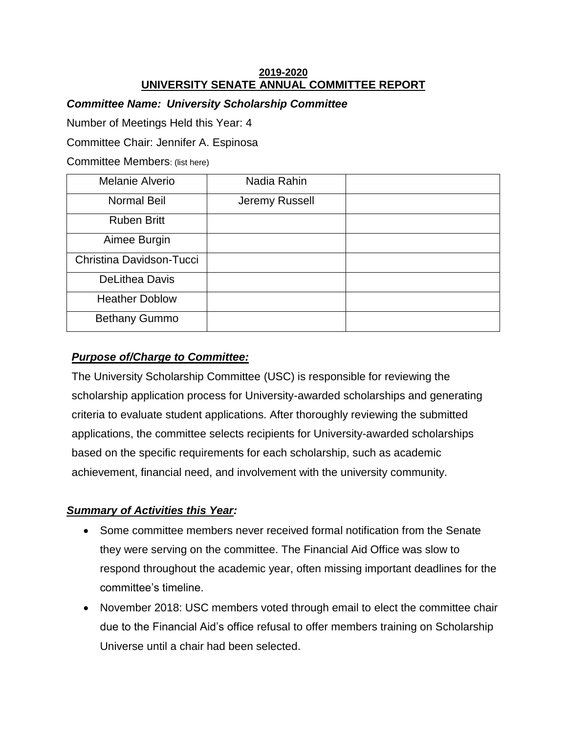**2019-2020**
**UNIVERSITY SENATE ANNUAL COMMITTEE REPORT**

***Committee Name: University Scholarship Committee***

Number of Meetings Held this Year: 4

Committee Chair: Jennifer A. Espinosa

Committee Members: (list here)

| | | |
|---|---|---|
| Melanie Alverio | Nadia Rahin | |
| Normal Beil | Jeremy Russell | |
| Ruben Britt | | |
| Aimee Burgin | | |
| Christina Davidson-Tucci | | |
| DeLithea Davis | | |
| Heather Doblow | | |
| Bethany Gummo | | |

## ***Purpose of/Charge to Committee:***

The University Scholarship Committee (USC) is responsible for reviewing the scholarship application process for University-awarded scholarships and generating criteria to evaluate student applications. After thoroughly reviewing the submitted applications, the committee selects recipients for University-awarded scholarships based on the specific requirements for each scholarship, such as academic achievement, financial need, and involvement with the university community.

## ***Summary of Activities this Year:***

- Some committee members never received formal notification from the Senate they were serving on the committee. The Financial Aid Office was slow to respond throughout the academic year, often missing important deadlines for the committee's timeline.
- November 2018: USC members voted through email to elect the committee chair due to the Financial Aid's office refusal to offer members training on Scholarship Universe until a chair had been selected.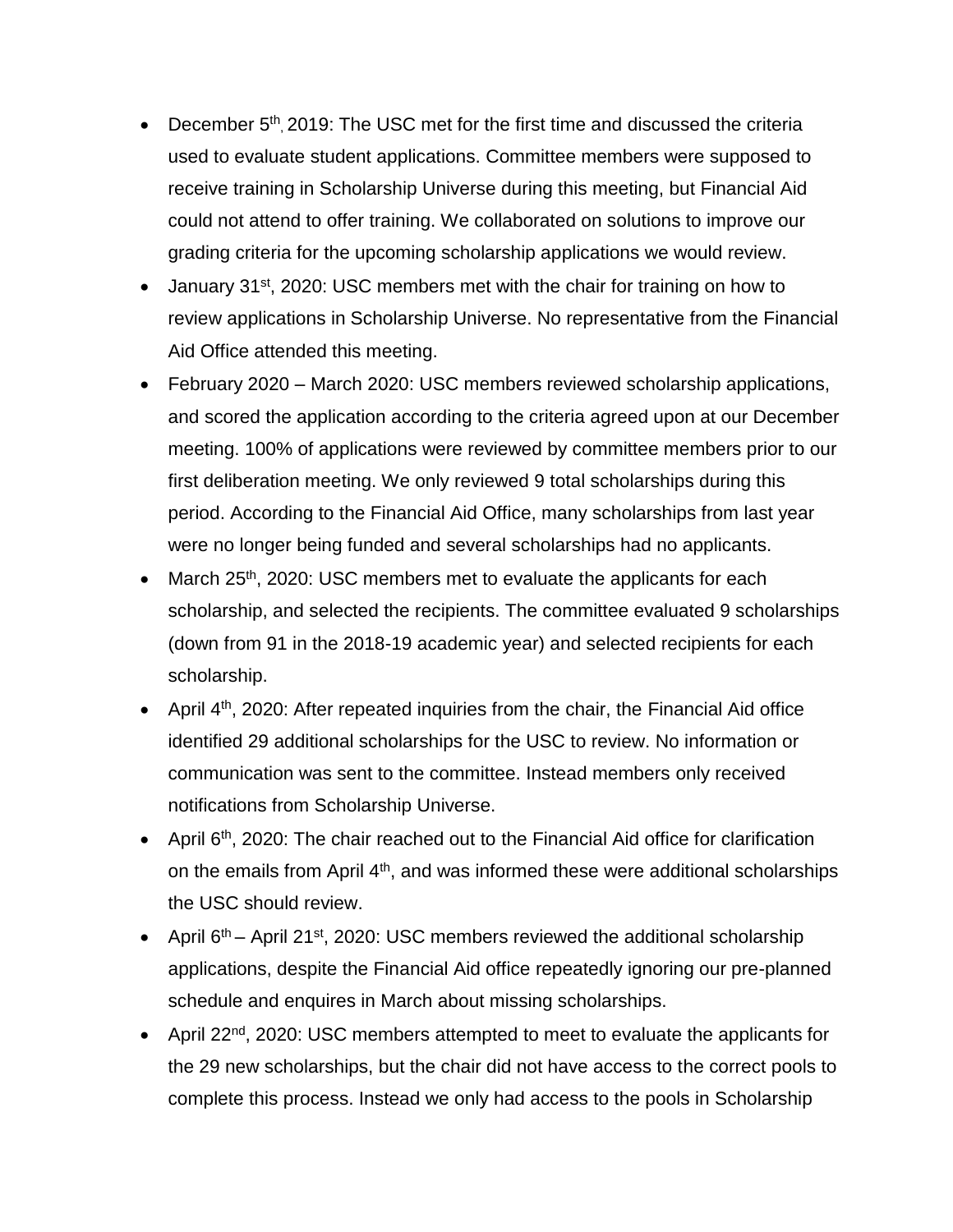- December 5th, 2019: The USC met for the first time and discussed the criteria used to evaluate student applications. Committee members were supposed to receive training in Scholarship Universe during this meeting, but Financial Aid could not attend to offer training. We collaborated on solutions to improve our grading criteria for the upcoming scholarship applications we would review.
- January 31st, 2020: USC members met with the chair for training on how to review applications in Scholarship Universe. No representative from the Financial Aid Office attended this meeting.
- February 2020 – March 2020: USC members reviewed scholarship applications, and scored the application according to the criteria agreed upon at our December meeting. 100% of applications were reviewed by committee members prior to our first deliberation meeting. We only reviewed 9 total scholarships during this period. According to the Financial Aid Office, many scholarships from last year were no longer being funded and several scholarships had no applicants.
- March 25th, 2020: USC members met to evaluate the applicants for each scholarship, and selected the recipients. The committee evaluated 9 scholarships (down from 91 in the 2018-19 academic year) and selected recipients for each scholarship.
- April 4th, 2020: After repeated inquiries from the chair, the Financial Aid office identified 29 additional scholarships for the USC to review. No information or communication was sent to the committee. Instead members only received notifications from Scholarship Universe.
- April 6th, 2020: The chair reached out to the Financial Aid office for clarification on the emails from April 4th, and was informed these were additional scholarships the USC should review.
- April 6th – April 21st, 2020: USC members reviewed the additional scholarship applications, despite the Financial Aid office repeatedly ignoring our pre-planned schedule and enquires in March about missing scholarships.
- April 22nd, 2020: USC members attempted to meet to evaluate the applicants for the 29 new scholarships, but the chair did not have access to the correct pools to complete this process. Instead we only had access to the pools in Scholarship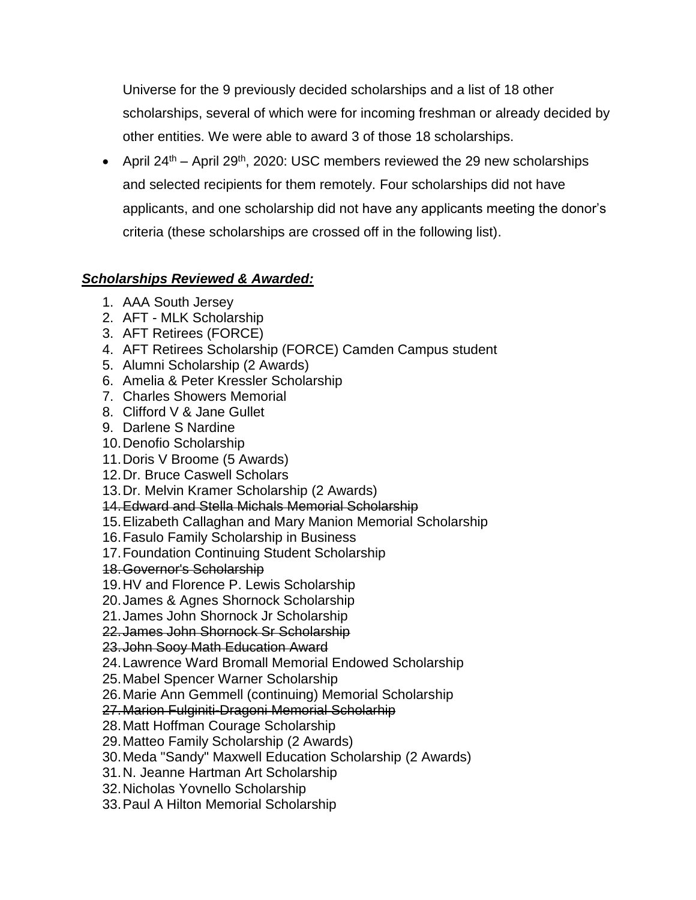Universe for the 9 previously decided scholarships and a list of 18 other scholarships, several of which were for incoming freshman or already decided by other entities. We were able to award 3 of those 18 scholarships.

- April 24th – April 29th, 2020: USC members reviewed the 29 new scholarships and selected recipients for them remotely. Four scholarships did not have applicants, and one scholarship did not have any applicants meeting the donor's criteria (these scholarships are crossed off in the following list).

***Scholarships Reviewed & Awarded:***

1. AAA South Jersey
2. AFT - MLK Scholarship
3. AFT Retirees (FORCE)
4. AFT Retirees Scholarship (FORCE) Camden Campus student
5. Alumni Scholarship (2 Awards)
6. Amelia & Peter Kressler Scholarship
7. Charles Showers Memorial
8. Clifford V & Jane Gullet
9. Darlene S Nardine
10. Denofio Scholarship
11. Doris V Broome (5 Awards)
12. Dr. Bruce Caswell Scholars
13. Dr. Melvin Kramer Scholarship (2 Awards)
14. ~~Edward and Stella Michals Memorial Scholarship~~
15. Elizabeth Callaghan and Mary Manion Memorial Scholarship
16. Fasulo Family Scholarship in Business
17. Foundation Continuing Student Scholarship
18. ~~Governor's Scholarship~~
19. HV and Florence P. Lewis Scholarship
20. James & Agnes Shornock Scholarship
21. James John Shornock Jr Scholarship
22. ~~James John Shornock Sr Scholarship~~
23. ~~John Sooy Math Education Award~~
24. Lawrence Ward Bromall Memorial Endowed Scholarship
25. Mabel Spencer Warner Scholarship
26. Marie Ann Gemmell (continuing) Memorial Scholarship
27. ~~Marion Fulginiti-Dragoni Memorial Scholarhip~~
28. Matt Hoffman Courage Scholarship
29. Matteo Family Scholarship (2 Awards)
30. Meda "Sandy" Maxwell Education Scholarship (2 Awards)
31. N. Jeanne Hartman Art Scholarship
32. Nicholas Yovnello Scholarship
33. Paul A Hilton Memorial Scholarship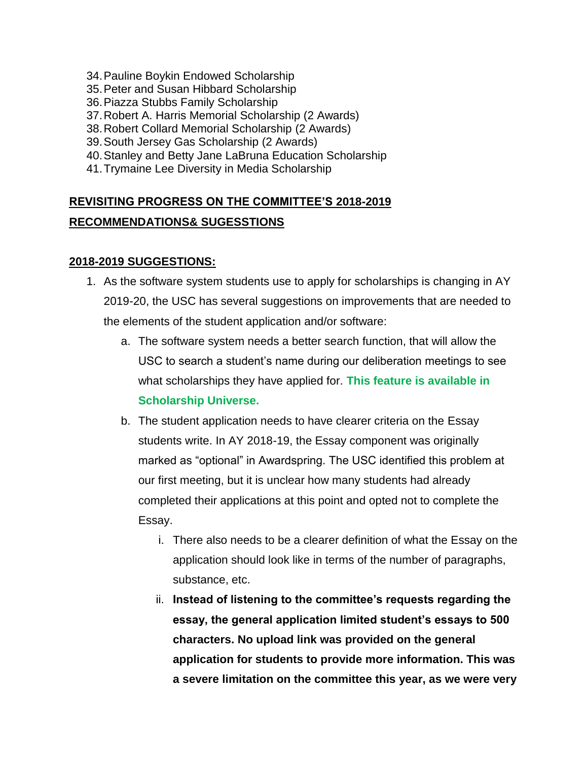34. Pauline Boykin Endowed Scholarship
35. Peter and Susan Hibbard Scholarship
36. Piazza Stubbs Family Scholarship
37. Robert A. Harris Memorial Scholarship (2 Awards)
38. Robert Collard Memorial Scholarship (2 Awards)
39. South Jersey Gas Scholarship (2 Awards)
40. Stanley and Betty Jane LaBruna Education Scholarship
41. Trymaine Lee Diversity in Media Scholarship

## REVISITING PROGRESS ON THE COMMITTEE'S 2018-2019 RECOMMENDATIONS& SUGESSTIONS

### 2018-2019 SUGGESTIONS:

1. As the software system students use to apply for scholarships is changing in AY 2019-20, the USC has several suggestions on improvements that are needed to the elements of the student application and/or software:
   a. The software system needs a better search function, that will allow the USC to search a student's name during our deliberation meetings to see what scholarships they have applied for. **This feature is available in Scholarship Universe.**
   b. The student application needs to have clearer criteria on the Essay students write. In AY 2018-19, the Essay component was originally marked as "optional" in Awardspring. The USC identified this problem at our first meeting, but it is unclear how many students had already completed their applications at this point and opted not to complete the Essay.
      i. There also needs to be a clearer definition of what the Essay on the application should look like in terms of the number of paragraphs, substance, etc.
      ii. **Instead of listening to the committee's requests regarding the essay, the general application limited student's essays to 500 characters. No upload link was provided on the general application for students to provide more information. This was a severe limitation on the committee this year, as we were very**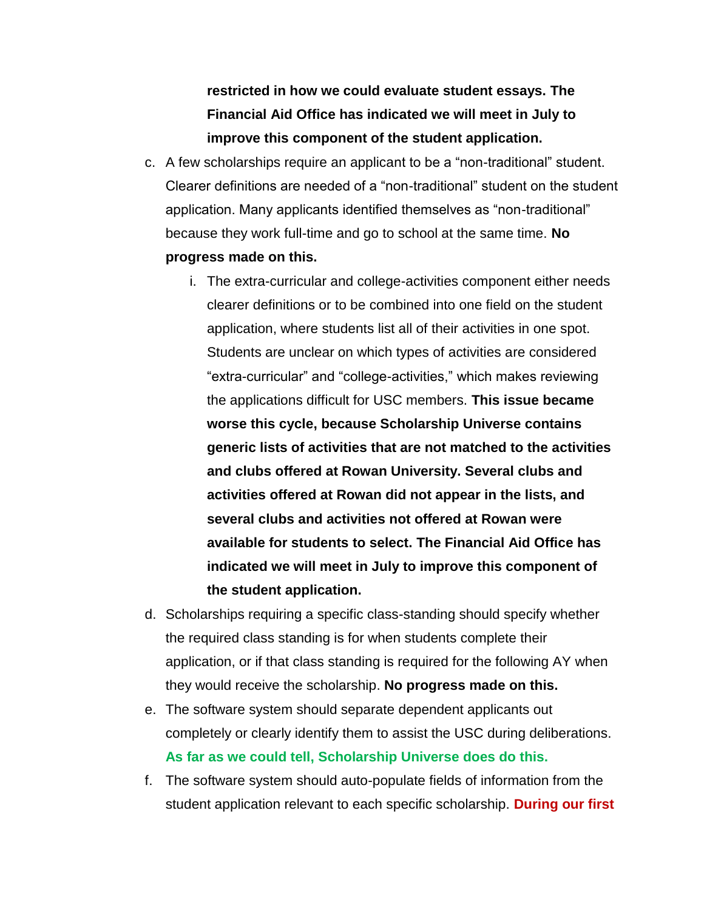**restricted in how we could evaluate student essays. The Financial Aid Office has indicated we will meet in July to improve this component of the student application.**

c. A few scholarships require an applicant to be a "non-traditional" student. Clearer definitions are needed of a "non-traditional" student on the student application. Many applicants identified themselves as "non-traditional" because they work full-time and go to school at the same time. **No progress made on this.**

   i. The extra-curricular and college-activities component either needs clearer definitions or to be combined into one field on the student application, where students list all of their activities in one spot. Students are unclear on which types of activities are considered "extra-curricular" and "college-activities," which makes reviewing the applications difficult for USC members. **This issue became worse this cycle, because Scholarship Universe contains generic lists of activities that are not matched to the activities and clubs offered at Rowan University. Several clubs and activities offered at Rowan did not appear in the lists, and several clubs and activities not offered at Rowan were available for students to select. The Financial Aid Office has indicated we will meet in July to improve this component of the student application.**

d. Scholarships requiring a specific class-standing should specify whether the required class standing is for when students complete their application, or if that class standing is required for the following AY when they would receive the scholarship. **No progress made on this.**

e. The software system should separate dependent applicants out completely or clearly identify them to assist the USC during deliberations. **As far as we could tell, Scholarship Universe does do this.**

f. The software system should auto-populate fields of information from the student application relevant to each specific scholarship. **During our first**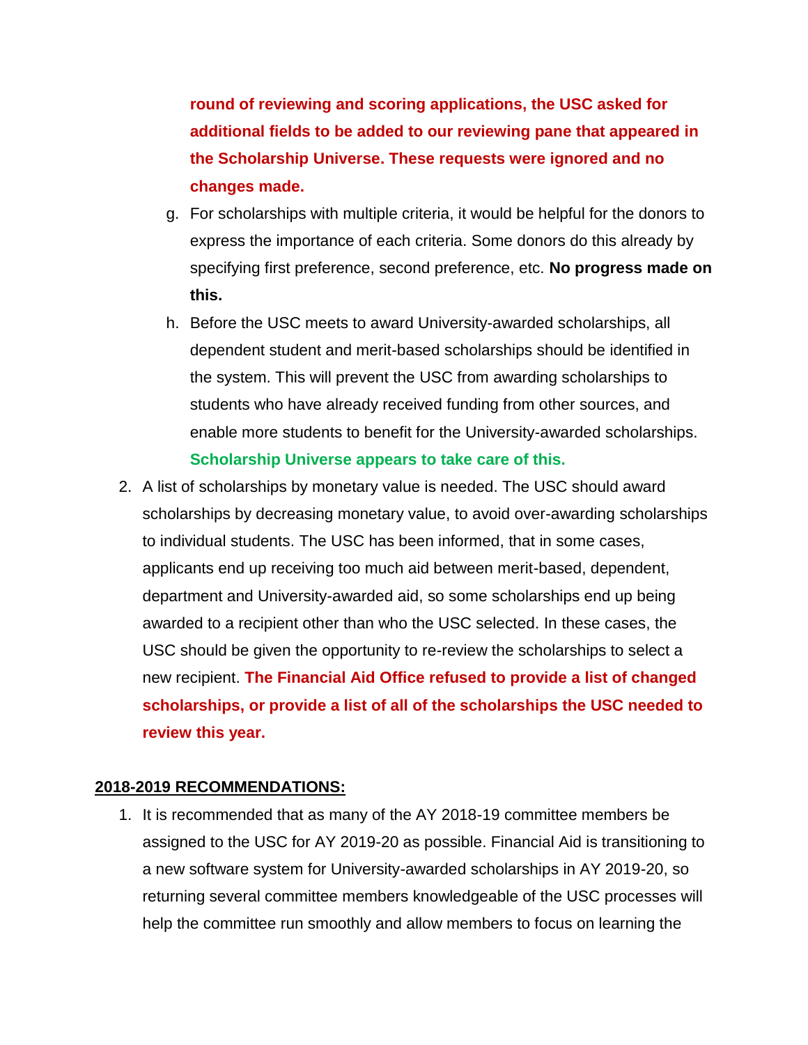**round of reviewing and scoring applications, the USC asked for additional fields to be added to our reviewing pane that appeared in the Scholarship Universe. These requests were ignored and no changes made.**

g. For scholarships with multiple criteria, it would be helpful for the donors to express the importance of each criteria. Some donors do this already by specifying first preference, second preference, etc. **No progress made on this.**

h. Before the USC meets to award University-awarded scholarships, all dependent student and merit-based scholarships should be identified in the system. This will prevent the USC from awarding scholarships to students who have already received funding from other sources, and enable more students to benefit for the University-awarded scholarships. **Scholarship Universe appears to take care of this.**

2. A list of scholarships by monetary value is needed. The USC should award scholarships by decreasing monetary value, to avoid over-awarding scholarships to individual students. The USC has been informed, that in some cases, applicants end up receiving too much aid between merit-based, dependent, department and University-awarded aid, so some scholarships end up being awarded to a recipient other than who the USC selected. In these cases, the USC should be given the opportunity to re-review the scholarships to select a new recipient. **The Financial Aid Office refused to provide a list of changed scholarships, or provide a list of all of the scholarships the USC needed to review this year.**

**2018-2019 RECOMMENDATIONS:**

1. It is recommended that as many of the AY 2018-19 committee members be assigned to the USC for AY 2019-20 as possible. Financial Aid is transitioning to a new software system for University-awarded scholarships in AY 2019-20, so returning several committee members knowledgeable of the USC processes will help the committee run smoothly and allow members to focus on learning the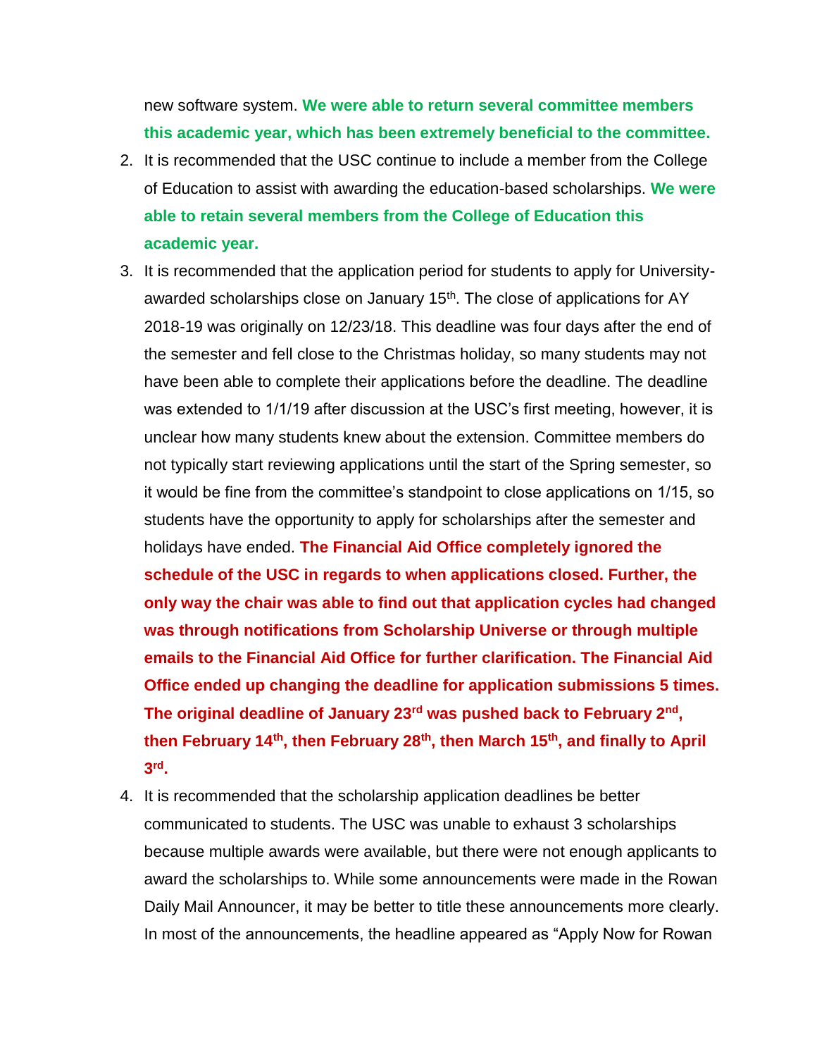new software system. **We were able to return several committee members this academic year, which has been extremely beneficial to the committee.**

2. It is recommended that the USC continue to include a member from the College of Education to assist with awarding the education-based scholarships. **We were able to retain several members from the College of Education this academic year.**
3. It is recommended that the application period for students to apply for University-awarded scholarships close on January 15th. The close of applications for AY 2018-19 was originally on 12/23/18. This deadline was four days after the end of the semester and fell close to the Christmas holiday, so many students may not have been able to complete their applications before the deadline. The deadline was extended to 1/1/19 after discussion at the USC's first meeting, however, it is unclear how many students knew about the extension. Committee members do not typically start reviewing applications until the start of the Spring semester, so it would be fine from the committee's standpoint to close applications on 1/15, so students have the opportunity to apply for scholarships after the semester and holidays have ended. **The Financial Aid Office completely ignored the schedule of the USC in regards to when applications closed. Further, the only way the chair was able to find out that application cycles had changed was through notifications from Scholarship Universe or through multiple emails to the Financial Aid Office for further clarification. The Financial Aid Office ended up changing the deadline for application submissions 5 times. The original deadline of January 23rd was pushed back to February 2nd, then February 14th, then February 28th, then March 15th, and finally to April 3rd.**
4. It is recommended that the scholarship application deadlines be better communicated to students. The USC was unable to exhaust 3 scholarships because multiple awards were available, but there were not enough applicants to award the scholarships to. While some announcements were made in the Rowan Daily Mail Announcer, it may be better to title these announcements more clearly. In most of the announcements, the headline appeared as "Apply Now for Rowan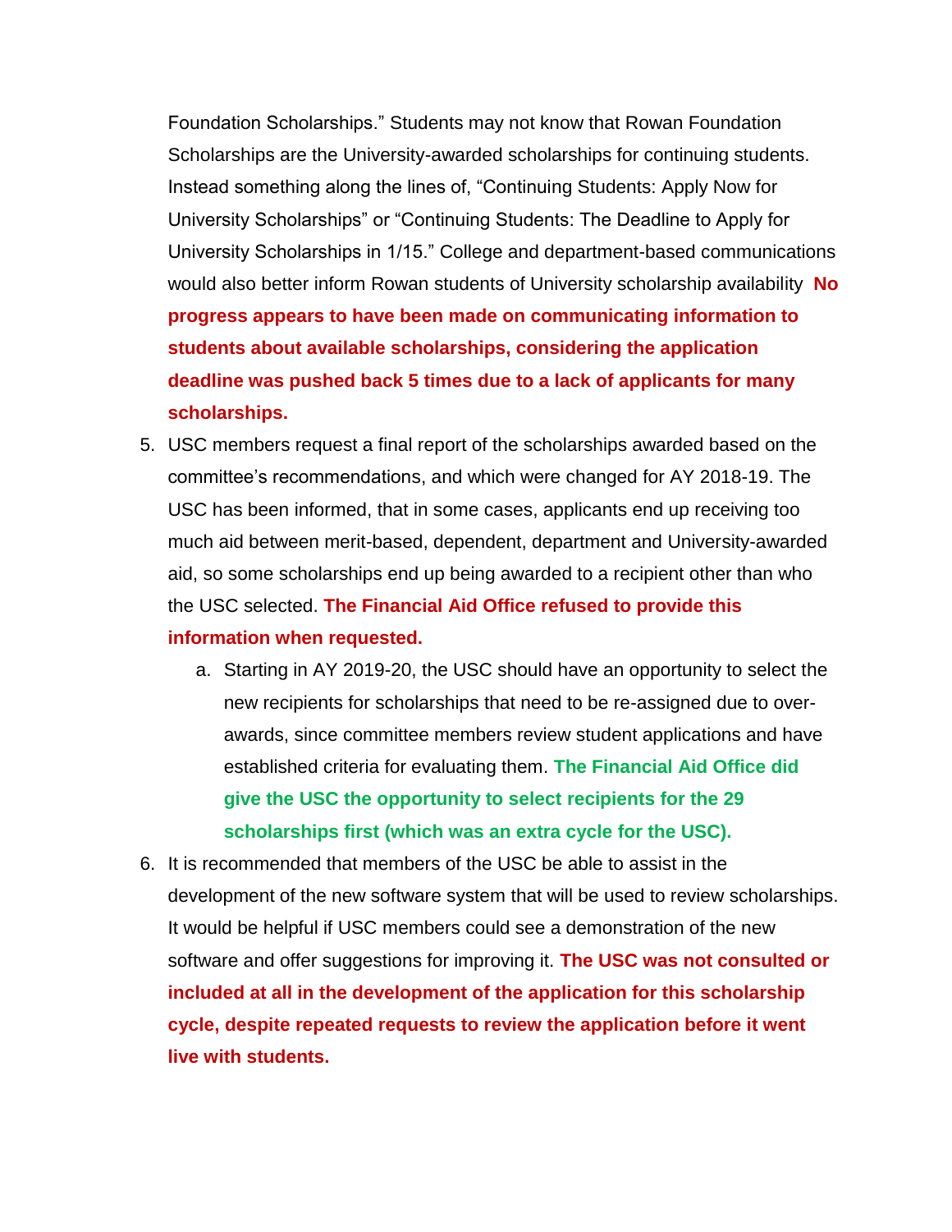Foundation Scholarships." Students may not know that Rowan Foundation Scholarships are the University-awarded scholarships for continuing students. Instead something along the lines of, "Continuing Students: Apply Now for University Scholarships" or "Continuing Students: The Deadline to Apply for University Scholarships in 1/15." College and department-based communications would also better inform Rowan students of University scholarship availability **No progress appears to have been made on communicating information to students about available scholarships, considering the application deadline was pushed back 5 times due to a lack of applicants for many scholarships.**

5. USC members request a final report of the scholarships awarded based on the committee's recommendations, and which were changed for AY 2018-19. The USC has been informed, that in some cases, applicants end up receiving too much aid between merit-based, dependent, department and University-awarded aid, so some scholarships end up being awarded to a recipient other than who the USC selected. **The Financial Aid Office refused to provide this information when requested.**
    a. Starting in AY 2019-20, the USC should have an opportunity to select the new recipients for scholarships that need to be re-assigned due to over-awards, since committee members review student applications and have established criteria for evaluating them. **The Financial Aid Office did give the USC the opportunity to select recipients for the 29 scholarships first (which was an extra cycle for the USC).**
6. It is recommended that members of the USC be able to assist in the development of the new software system that will be used to review scholarships. It would be helpful if USC members could see a demonstration of the new software and offer suggestions for improving it. **The USC was not consulted or included at all in the development of the application for this scholarship cycle, despite repeated requests to review the application before it went live with students.**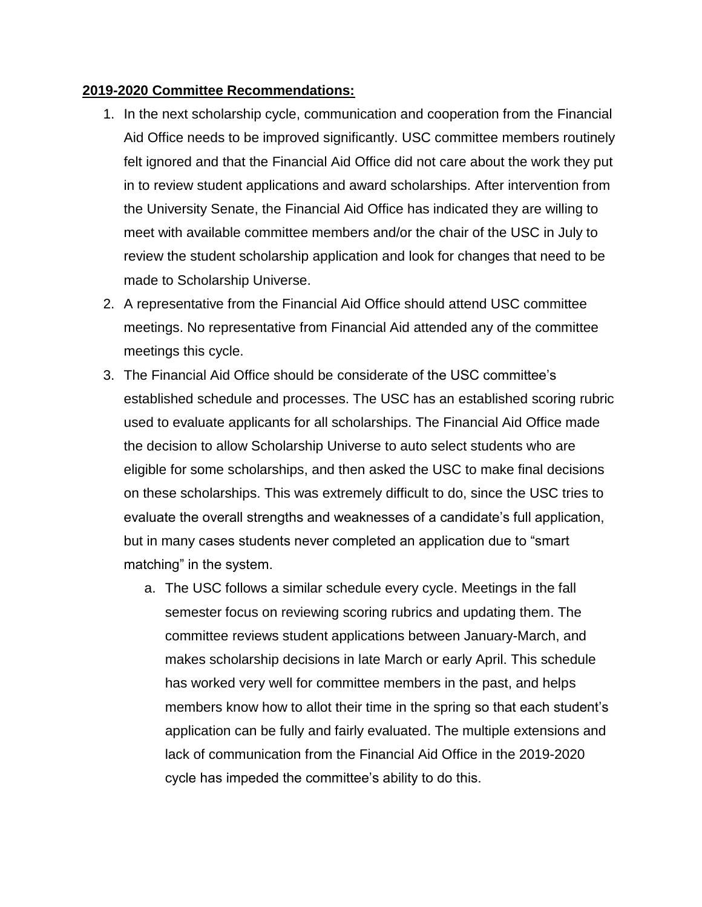**2019-2020 Committee Recommendations:**

1. In the next scholarship cycle, communication and cooperation from the Financial Aid Office needs to be improved significantly. USC committee members routinely felt ignored and that the Financial Aid Office did not care about the work they put in to review student applications and award scholarships. After intervention from the University Senate, the Financial Aid Office has indicated they are willing to meet with available committee members and/or the chair of the USC in July to review the student scholarship application and look for changes that need to be made to Scholarship Universe.
2. A representative from the Financial Aid Office should attend USC committee meetings. No representative from Financial Aid attended any of the committee meetings this cycle.
3. The Financial Aid Office should be considerate of the USC committee's established schedule and processes. The USC has an established scoring rubric used to evaluate applicants for all scholarships. The Financial Aid Office made the decision to allow Scholarship Universe to auto select students who are eligible for some scholarships, and then asked the USC to make final decisions on these scholarships. This was extremely difficult to do, since the USC tries to evaluate the overall strengths and weaknesses of a candidate's full application, but in many cases students never completed an application due to "smart matching" in the system.
    a. The USC follows a similar schedule every cycle. Meetings in the fall semester focus on reviewing scoring rubrics and updating them. The committee reviews student applications between January-March, and makes scholarship decisions in late March or early April. This schedule has worked very well for committee members in the past, and helps members know how to allot their time in the spring so that each student's application can be fully and fairly evaluated. The multiple extensions and lack of communication from the Financial Aid Office in the 2019-2020 cycle has impeded the committee's ability to do this.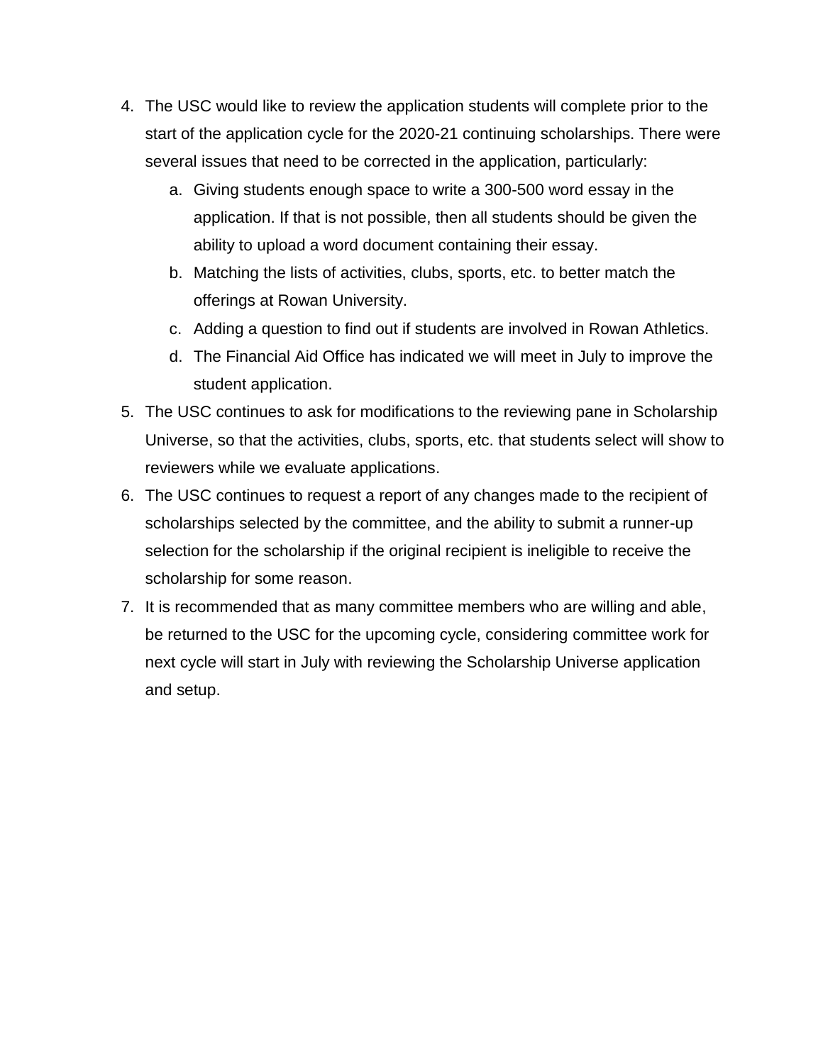4. The USC would like to review the application students will complete prior to the start of the application cycle for the 2020-21 continuing scholarships. There were several issues that need to be corrected in the application, particularly:
   a. Giving students enough space to write a 300-500 word essay in the application. If that is not possible, then all students should be given the ability to upload a word document containing their essay.
   b. Matching the lists of activities, clubs, sports, etc. to better match the offerings at Rowan University.
   c. Adding a question to find out if students are involved in Rowan Athletics.
   d. The Financial Aid Office has indicated we will meet in July to improve the student application.
5. The USC continues to ask for modifications to the reviewing pane in Scholarship Universe, so that the activities, clubs, sports, etc. that students select will show to reviewers while we evaluate applications.
6. The USC continues to request a report of any changes made to the recipient of scholarships selected by the committee, and the ability to submit a runner-up selection for the scholarship if the original recipient is ineligible to receive the scholarship for some reason.
7. It is recommended that as many committee members who are willing and able, be returned to the USC for the upcoming cycle, considering committee work for next cycle will start in July with reviewing the Scholarship Universe application and setup.